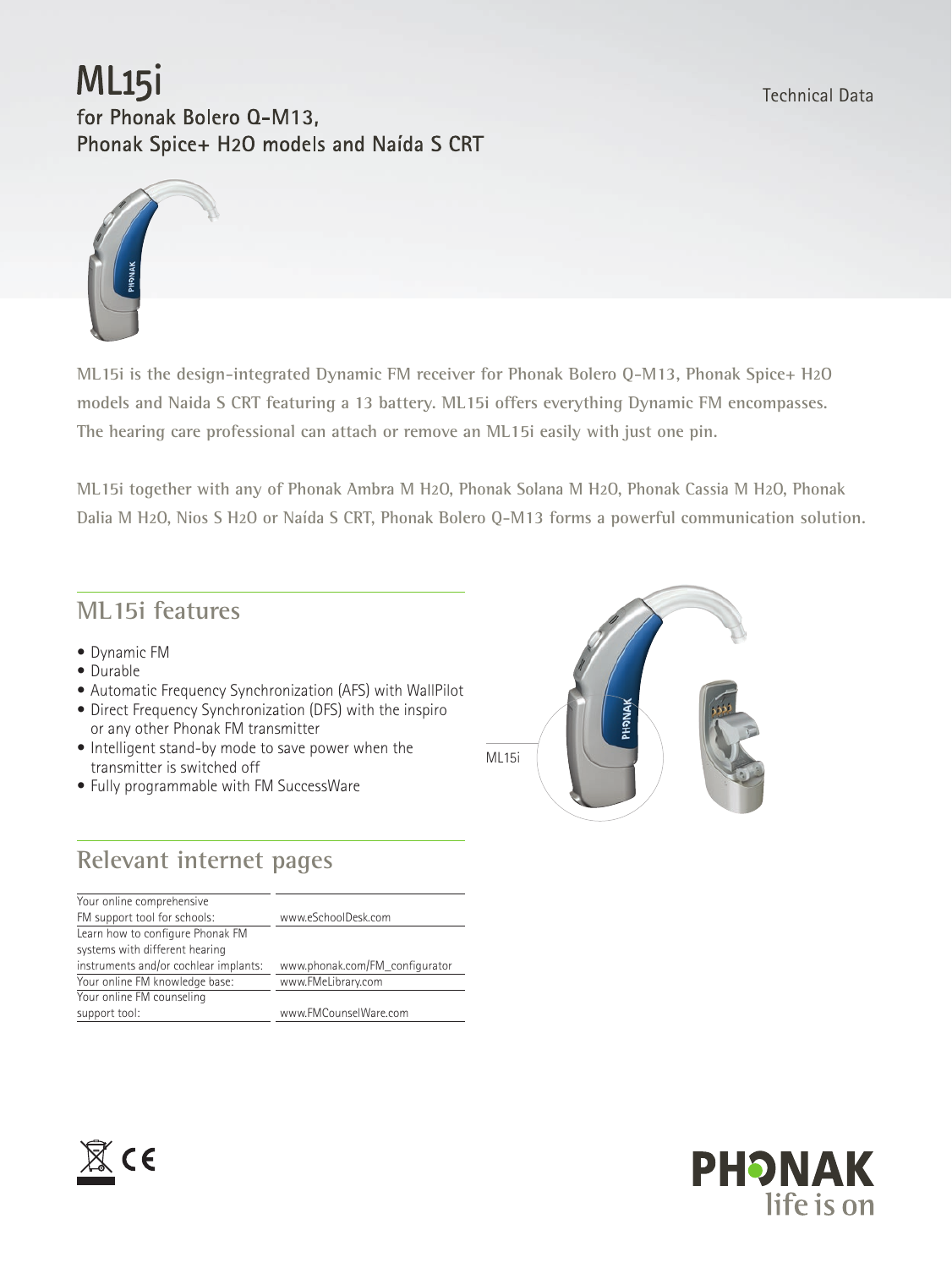# ML15i

**for Phonak Bolero Q-M13, Phonak Spice+ H2O models and Naída S CRT**

Technical Data

ML15i is the design-integrated Dynamic FM receiver for Phonak Bolero Q-M13, Phonak Spice+ H2O models and Naida S CRT featuring a 13 battery. ML15i offers everything Dynamic FM encompasses. The hearing care professional can attach or remove an ML15i easily with just one pin.

ML15i together with any of Phonak Ambra M H2O, Phonak Solana M H2O, Phonak Cassia M H2O, Phonak Dalia M H2O, Nios S H2O or Naída S CRT, Phonak Bolero Q-M13 forms a powerful communication solution.

## ML15i features

- Dynamic FM
- Durable
- Automatic Frequency Synchronization (AFS) with WallPilot
- Direct Frequency Synchronization (DFS) with the inspiro or any other Phonak FM transmitter
- Intelligent stand-by mode to save power when the transmitter is switched off
- Fully programmable with FM SuccessWare

ML15i

## Relevant internet pages

| | |
|---|---|
| Your online comprehensive FM support tool for schools: | www.eSchoolDesk.com |
| Learn how to configure Phonak FM systems with different hearing instruments and/or cochlear implants: | www.phonak.com/FM_configurator |
| Your online FM knowledge base: | www.FMeLibrary.com |
| Your online FM counseling support tool: | www.FMCounselWare.com |

PHONAK
life is on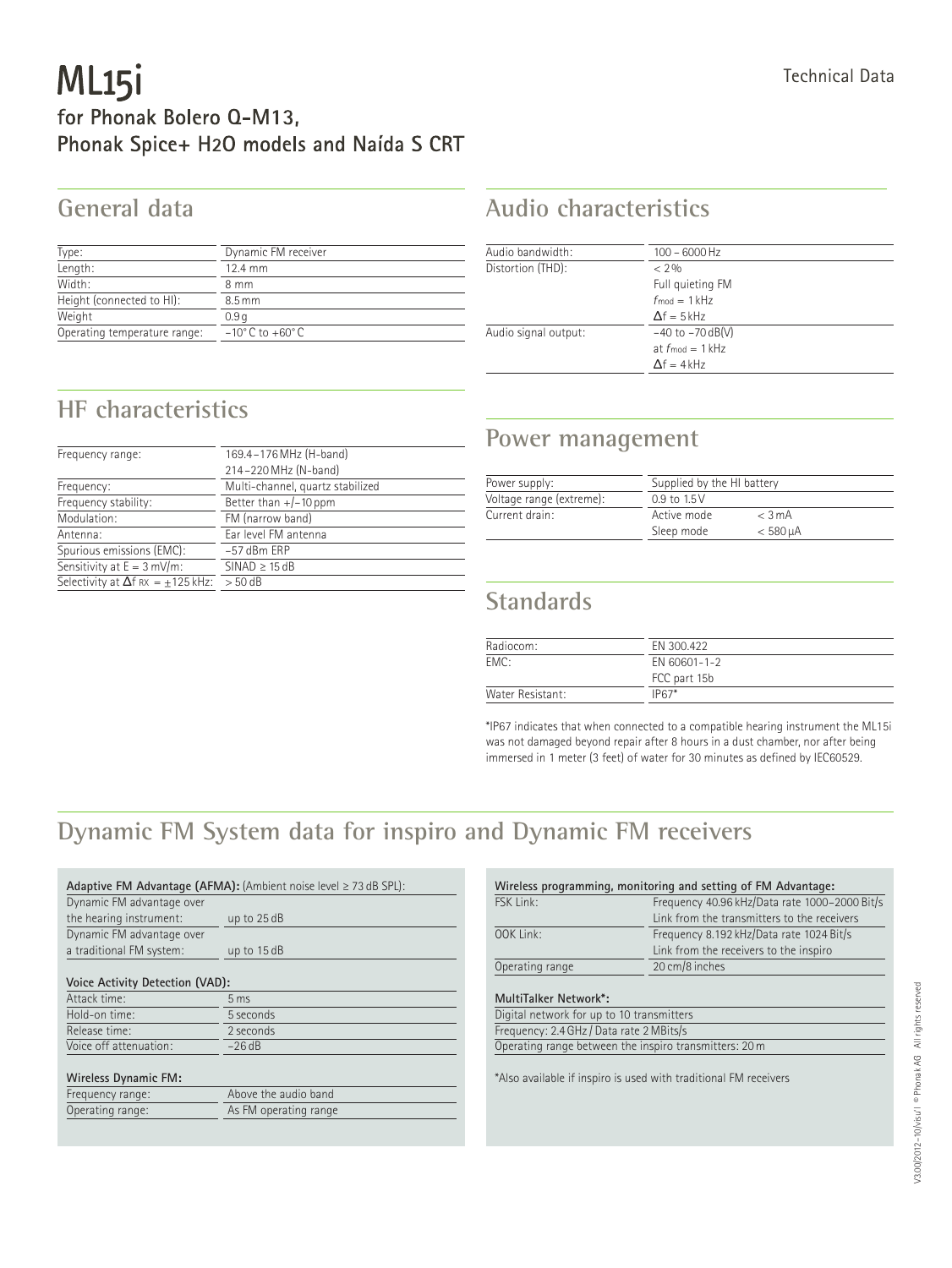# ML15i

**for Phonak Bolero Q-M13, Phonak Spice+ $H_2O$ models and Naída S CRT**

Technical Data

## General data

| | |
|---|---|
| Type: | Dynamic FM receiver |
| Length: | 12.4 mm |
| Width: | 8 mm |
| Height (connected to HI): | 8.5 mm |
| Weight | 0.9 g |
| Operating temperature range: | −10° C to +60° C |

## HF characteristics

| | |
|---|---|
| Frequency range: | 169.4 – 176 MHz (H-band)<br>214 – 220 MHz (N-band) |
| Frequency: | Multi-channel, quartz stabilized |
| Frequency stability: | Better than +/−10 ppm |
| Modulation: | FM (narrow band) |
| Antenna: | Ear level FM antenna |
| Spurious emissions (EMC): | −57 dBm ERP |
| Sensitivity at E = 3 mV/m: | SINAD ≥ 15 dB |
| Selectivity at $\Delta f_{RX} = \pm 125$ kHz: | > 50 dB |

## Audio characteristics

| | |
|---|---|
| Audio bandwidth: | 100 – 6000 Hz |
| Distortion (THD): | < 2%<br>Full quieting FM<br>$f_{mod}$ = 1 kHz<br>$\Delta f$ = 5 kHz |
| Audio signal output: | −40 to −70 dB(V)<br>at $f_{mod}$ = 1 kHz<br>$\Delta f$ = 4 kHz |

## Power management

| | | |
|---|---|---|
| Power supply: | Supplied by the HI battery | |
| Voltage range (extreme): | 0.9 to 1.5 V | |
| Current drain: | Active mode | < 3 mA |
| | Sleep mode | < 580 µA |

## Standards

| | |
|---|---|
| Radiocom: | EN 300.422 |
| EMC: | EN 60601-1-2<br>FCC part 15b |
| Water Resistant: | IP67* |

*IP67 indicates that when connected to a compatible hearing instrument the ML15i was not damaged beyond repair after 8 hours in a dust chamber, nor after being immersed in 1 meter (3 feet) of water for 30 minutes as defined by IEC60529.

## Dynamic FM System data for inspiro and Dynamic FM receivers

**Adaptive FM Advantage (AFMA):** (Ambient noise level ≥ 73 dB SPL):

| | |
|---|---|
| Dynamic FM advantage over the hearing instrument: | up to 25 dB |
| Dynamic FM advantage over a traditional FM system: | up to 15 dB |

**Voice Activity Detection (VAD):**

| | |
|---|---|
| Attack time: | 5 ms |
| Hold-on time: | 5 seconds |
| Release time: | 2 seconds |
| Voice off attenuation: | −26 dB |

**Wireless Dynamic FM:**

| | |
|---|---|
| Frequency range: | Above the audio band |
| Operating range: | As FM operating range |

**Wireless programming, monitoring and setting of FM Advantage:**

| | |
|---|---|
| FSK Link: | Frequency 40.96 kHz/Data rate 1000–2000 Bit/s<br>Link from the transmitters to the receivers |
| OOK Link: | Frequency 8.192 kHz/Data rate 1024 Bit/s<br>Link from the receivers to the inspiro |
| Operating range | 20 cm/8 inches |

**MultiTalker Network*:**

Digital network for up to 10 transmitters

Frequency: 2.4 GHz / Data rate 2 MBits/s

Operating range between the inspiro transmitters: 20 m

*Also available if inspiro is used with traditional FM receivers

V3.00/2012-10/visu! © Phonak AG All rights reserved